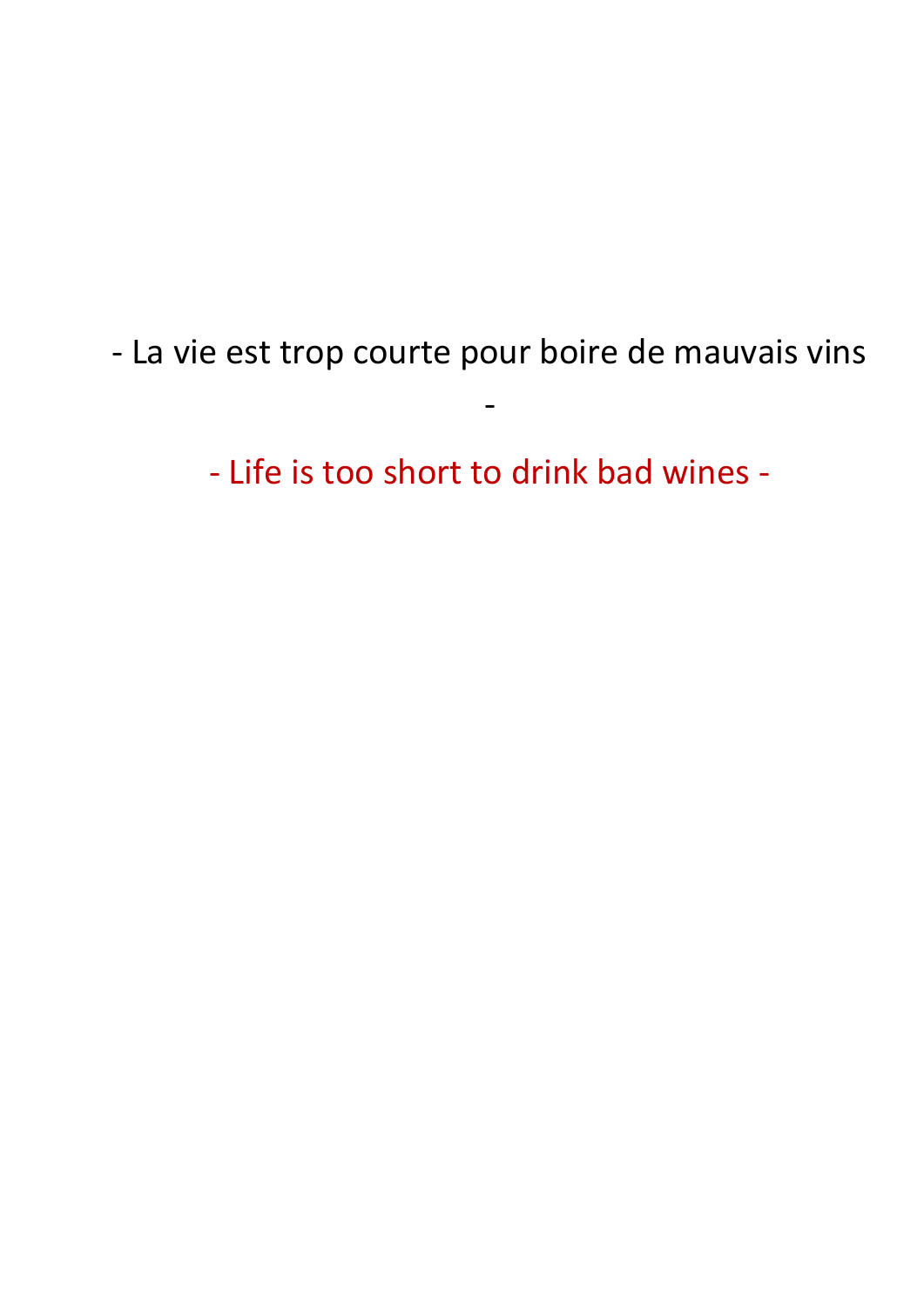- La vie est trop courte pour boire de mauvais vins -

- Life is too short to drink bad wines -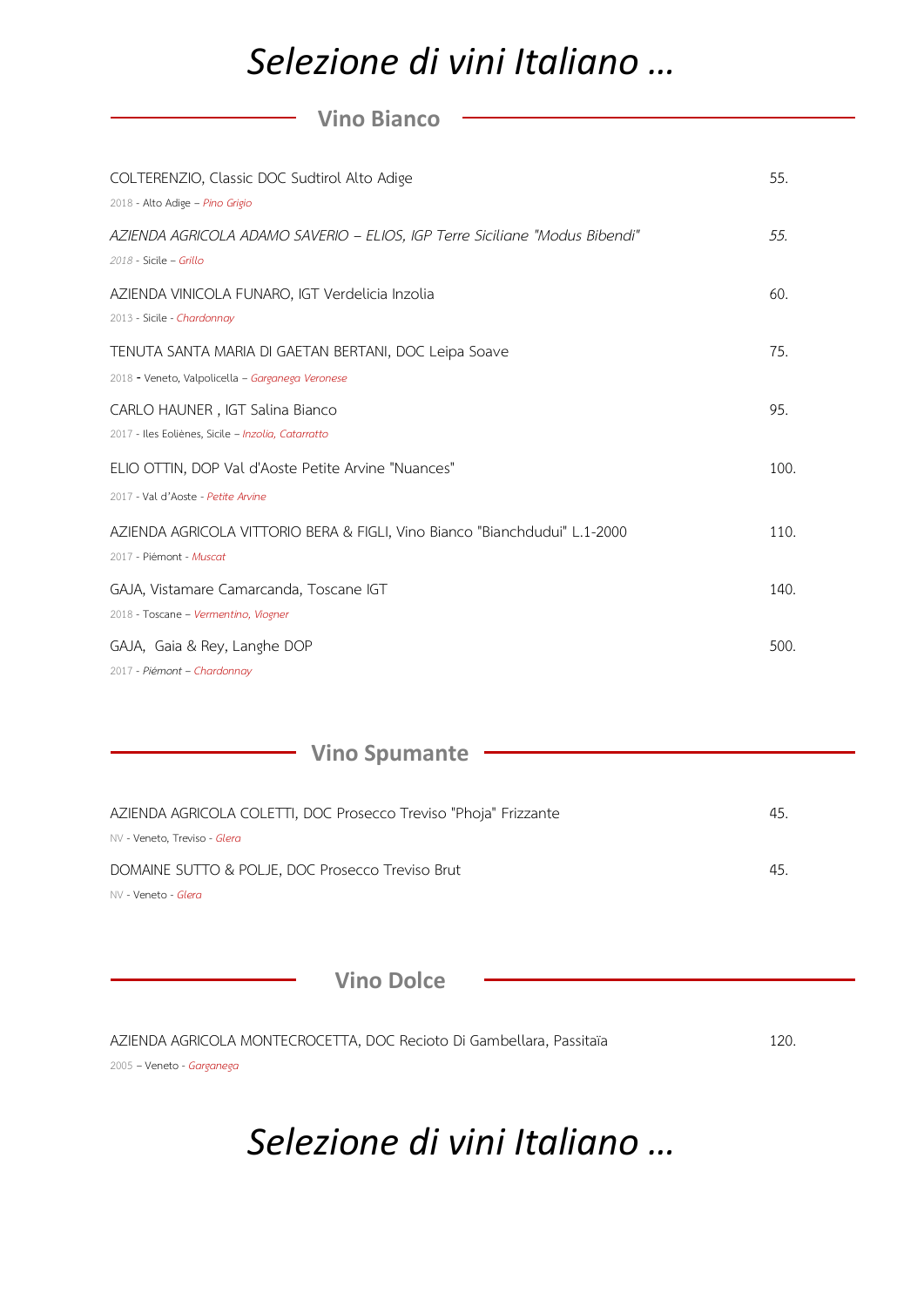# *Selezione di vini Italiano …*

## Vino Bianco

COLTERENZIO, Classic DOC Sudtirol Alto Adige — 55.
2018 - Alto Adige – *Pino Grigio*

*AZIENDA AGRICOLA ADAMO SAVERIO – ELIOS, IGP Terre Siciliane "Modus Bibendi"* — *55.*
*2018* - Sicile – *Grillo*

AZIENDA VINICOLA FUNARO, IGT Verdelicia Inzolia — 60.
2013 - Sicile - *Chardonnay*

TENUTA SANTA MARIA DI GAETAN BERTANI, DOC Leipa Soave — 75.
2018 - Veneto, Valpolicella – *Garganega Veronese*

CARLO HAUNER , IGT Salina Bianco — 95.
2017 - Iles Eoliènes, Sicile – *Inzolia, Catarratto*

ELIO OTTIN, DOP Val d'Aoste Petite Arvine "Nuances" — 100.
2017 - Val d'Aoste - *Petite Arvine*

AZIENDA AGRICOLA VITTORIO BERA & FIGLI, Vino Bianco "Bianchdudui" L.1-2000 — 110.
2017 - Piémont - *Muscat*

GAJA, Vistamare Camarcanda, Toscane IGT — 140.
2018 - Toscane – *Vermentino, Viogner*

GAJA, Gaia & Rey, Langhe DOP — 500.
2017 - *Piémont* – *Chardonnay*

## Vino Spumante

AZIENDA AGRICOLA COLETTI, DOC Prosecco Treviso "Phoja" Frizzante — 45.
NV - Veneto, Treviso - *Glera*

DOMAINE SUTTO & POLJE, DOC Prosecco Treviso Brut — 45.
NV - Veneto - *Glera*

## Vino Dolce

AZIENDA AGRICOLA MONTECROCETTA, DOC Recioto Di Gambellara, Passitaïa — 120.
2005 – Veneto - *Garganega*

# *Selezione di vini Italiano …*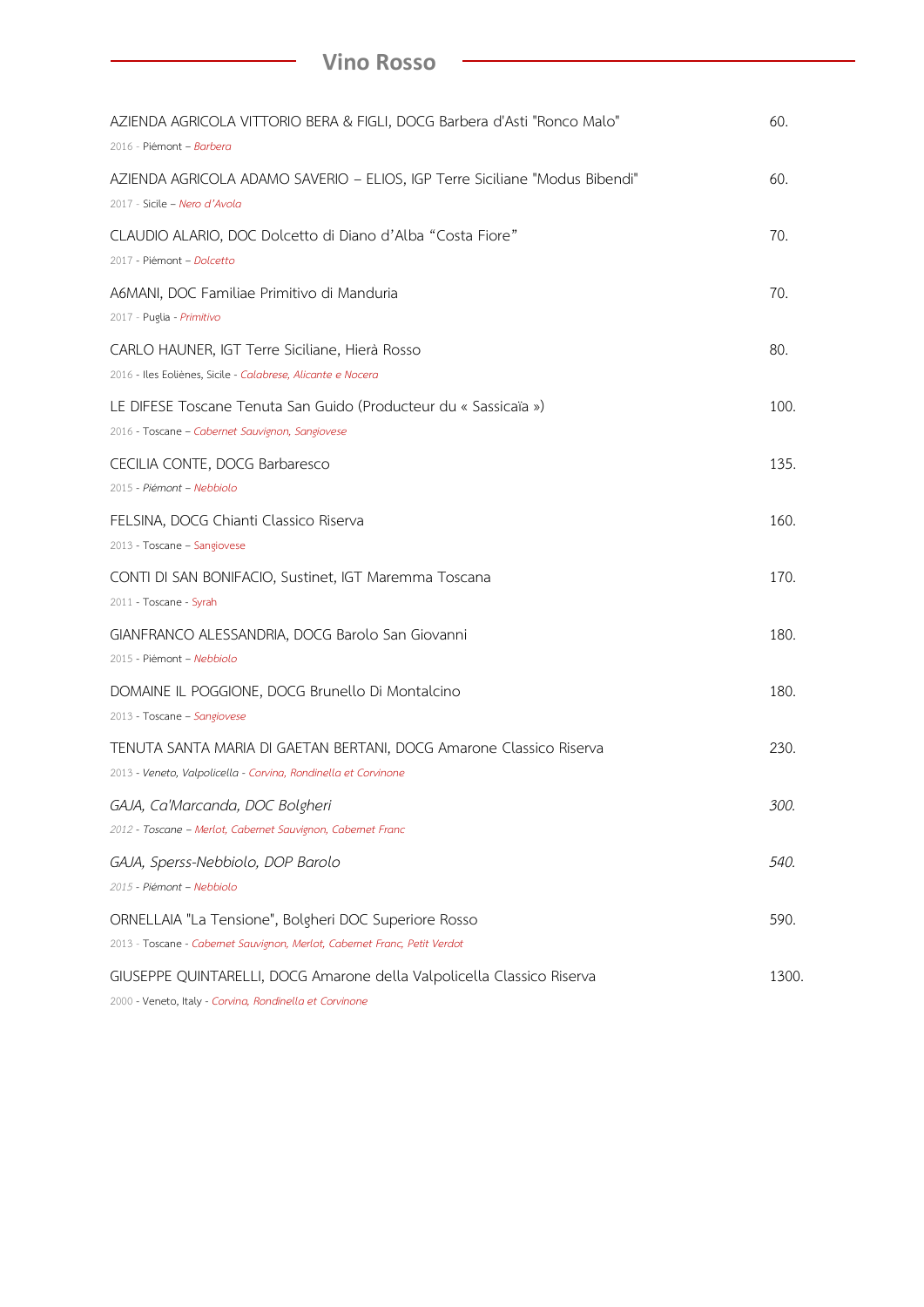## Vino Rosso

AZIENDA AGRICOLA VITTORIO BERA & FIGLI, DOCG Barbera d'Asti "Ronco Malo" — 60.
2016 - Piémont – *Barbera*

AZIENDA AGRICOLA ADAMO SAVERIO – ELIOS, IGP Terre Siciliane "Modus Bibendi" — 60.
2017 - Sicile – *Nero d'Avola*

CLAUDIO ALARIO, DOC Dolcetto di Diano d'Alba "Costa Fiore" — 70.
2017 - Piémont – *Dolcetto*

A6MANI, DOC Familiae Primitivo di Manduria — 70.
2017 - Puglia - *Primitivo*

CARLO HAUNER, IGT Terre Siciliane, Hierà Rosso — 80.
2016 - Iles Eoliènes, Sicile - *Calabrese, Alicante e Nocera*

LE DIFESE Toscane Tenuta San Guido (Producteur du « Sassicaïa ») — 100.
2016 - Toscane – *Cabernet Sauvignon, Sangiovese*

CECILIA CONTE, DOCG Barbaresco — 135.
2015 - *Piémont* – *Nebbiolo*

FELSINA, DOCG Chianti Classico Riserva — 160.
2013 - Toscane – Sangiovese

CONTI DI SAN BONIFACIO, Sustinet, IGT Maremma Toscana — 170.
2011 - Toscane - Syrah

GIANFRANCO ALESSANDRIA, DOCG Barolo San Giovanni — 180.
2015 - Piémont – *Nebbiolo*

DOMAINE IL POGGIONE, DOCG Brunello Di Montalcino — 180.
2013 - Toscane – *Sangiovese*

TENUTA SANTA MARIA DI GAETAN BERTANI, DOCG Amarone Classico Riserva — 230.
2013 - *Veneto, Valpolicella* - *Corvina, Rondinella et Corvinone*

*GAJA, Ca'Marcanda, DOC Bolgheri* — *300.*
*2012 - Toscane – Merlot, Cabernet Sauvignon, Cabernet Franc*

*GAJA, Sperss-Nebbiolo, DOP Barolo* — *540.*
*2015 - Piémont – Nebbiolo*

ORNELLAIA "La Tensione", Bolgheri DOC Superiore Rosso — 590.
2013 - Toscane - *Cabernet Sauvignon, Merlot, Cabernet Franc, Petit Verdot*

GIUSEPPE QUINTARELLI, DOCG Amarone della Valpolicella Classico Riserva — 1300.
2000 - Veneto, Italy - *Corvina, Rondinella et Corvinone*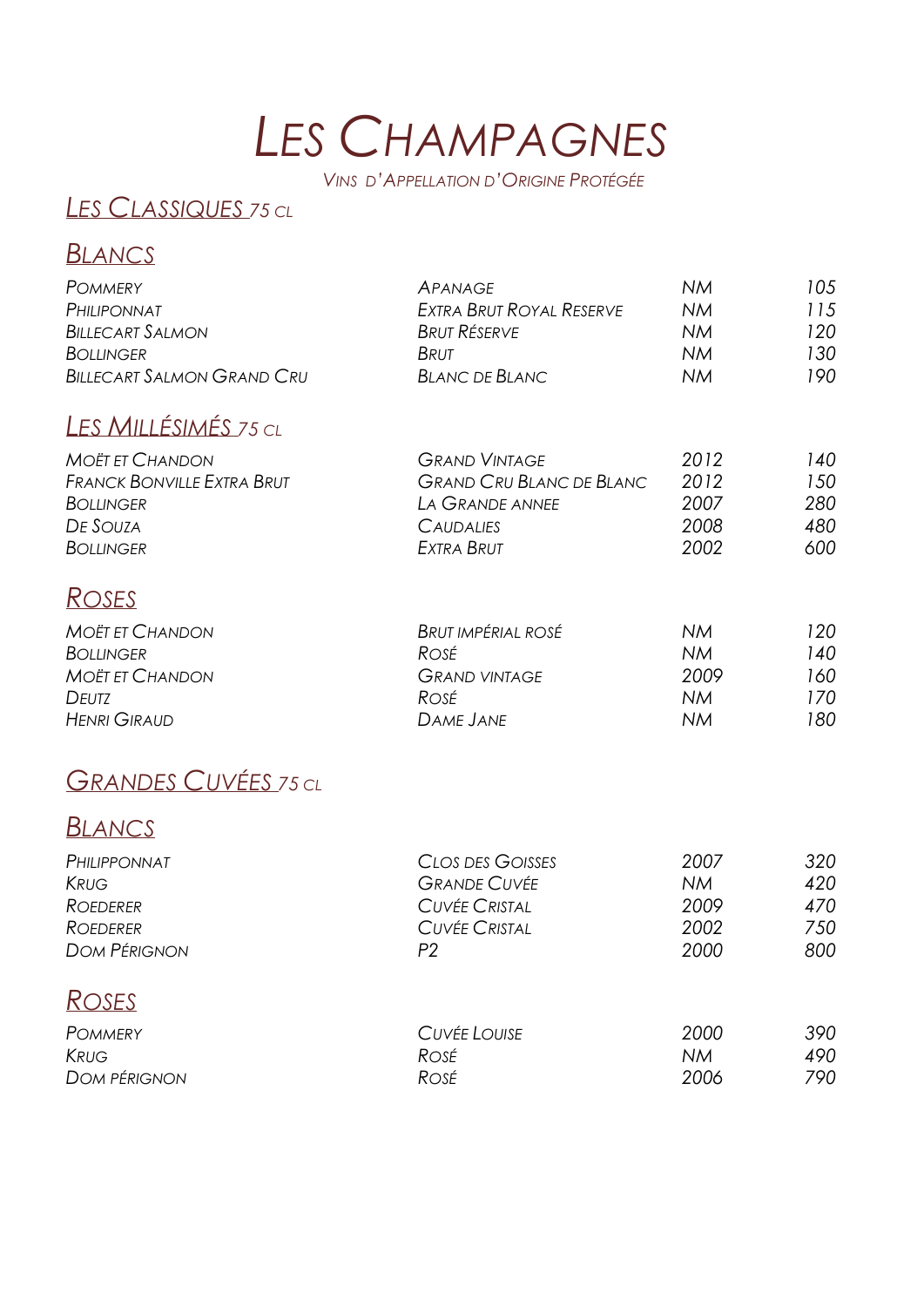# Les Champagnes

*Vins d'Appellation d'Origine Protégée*

## *Les Classiques 75 cl*

### *Blancs*

| | | | |
|---|---|---|---|
| *Pommery* | *Apanage* | *NM* | *105* |
| *Philiponnat* | *Extra Brut Royal Reserve* | *NM* | *115* |
| *Billecart Salmon* | *Brut Réserve* | *NM* | *120* |
| *Bollinger* | *Brut* | *NM* | *130* |
| *Billecart Salmon Grand Cru* | *Blanc de Blanc* | *NM* | *190* |

## *Les Millésimés 75 cl*

| | | | |
|---|---|---|---|
| *Moët et Chandon* | *Grand Vintage* | *2012* | *140* |
| *Franck Bonville Extra Brut* | *Grand Cru Blanc de Blanc* | *2012* | *150* |
| *Bollinger* | *La Grande annee* | *2007* | *280* |
| *De Souza* | *Caudalies* | *2008* | *480* |
| *Bollinger* | *Extra Brut* | *2002* | *600* |

### *Roses*

| | | | |
|---|---|---|---|
| *Moët et Chandon* | *Brut impérial rosé* | *NM* | *120* |
| *Bollinger* | *Rosé* | *NM* | *140* |
| *Moët et Chandon* | *Grand vintage* | *2009* | *160* |
| *Deutz* | *Rosé* | *NM* | *170* |
| *Henri Giraud* | *Dame Jane* | *NM* | *180* |

## *Grandes Cuvées 75 cl*

### *Blancs*

| | | | |
|---|---|---|---|
| *Philipponnat* | *Clos des Goisses* | *2007* | *320* |
| *Krug* | *Grande Cuvée* | *NM* | *420* |
| *Roederer* | *Cuvée Cristal* | *2009* | *470* |
| *Roederer* | *Cuvée Cristal* | *2002* | *750* |
| *Dom Pérignon* | *P2* | *2000* | *800* |

### *Roses*

| | | | |
|---|---|---|---|
| *Pommery* | *Cuvée Louise* | *2000* | *390* |
| *Krug* | *Rosé* | *NM* | *490* |
| *Dom pérignon* | *Rosé* | *2006* | *790* |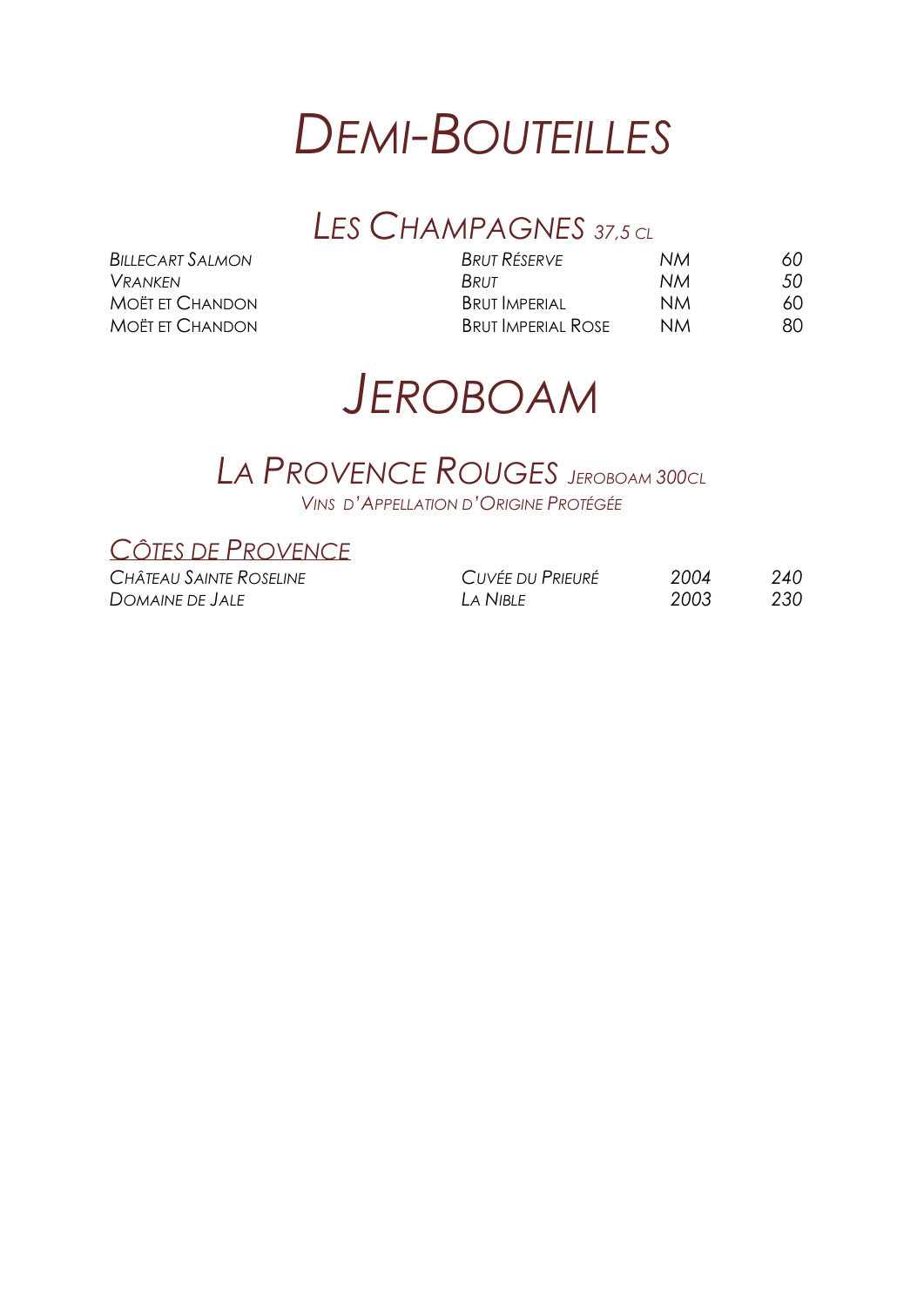# *Demi-Bouteilles*

## *Les Champagnes* *37,5 cl*

| | | | |
|---|---|---|---|
| *Billecart Salmon* | *Brut Réserve* | *NM* | *60* |
| *Vranken* | *Brut* | *NM* | *50* |
| Moët et Chandon | Brut Imperial | NM | 60 |
| Moët et Chandon | Brut Imperial Rose | NM | 80 |

# *Jeroboam*

## *La Provence Rouges* *Jeroboam 300cl*

*Vins d'Appellation d'Origine Protégée*

### *Côtes de Provence*

| | | | |
|---|---|---|---|
| *Château Sainte Roseline* | *Cuvée du Prieuré* | *2004* | *240* |
| *Domaine de Jale* | *La Nible* | *2003* | *230* |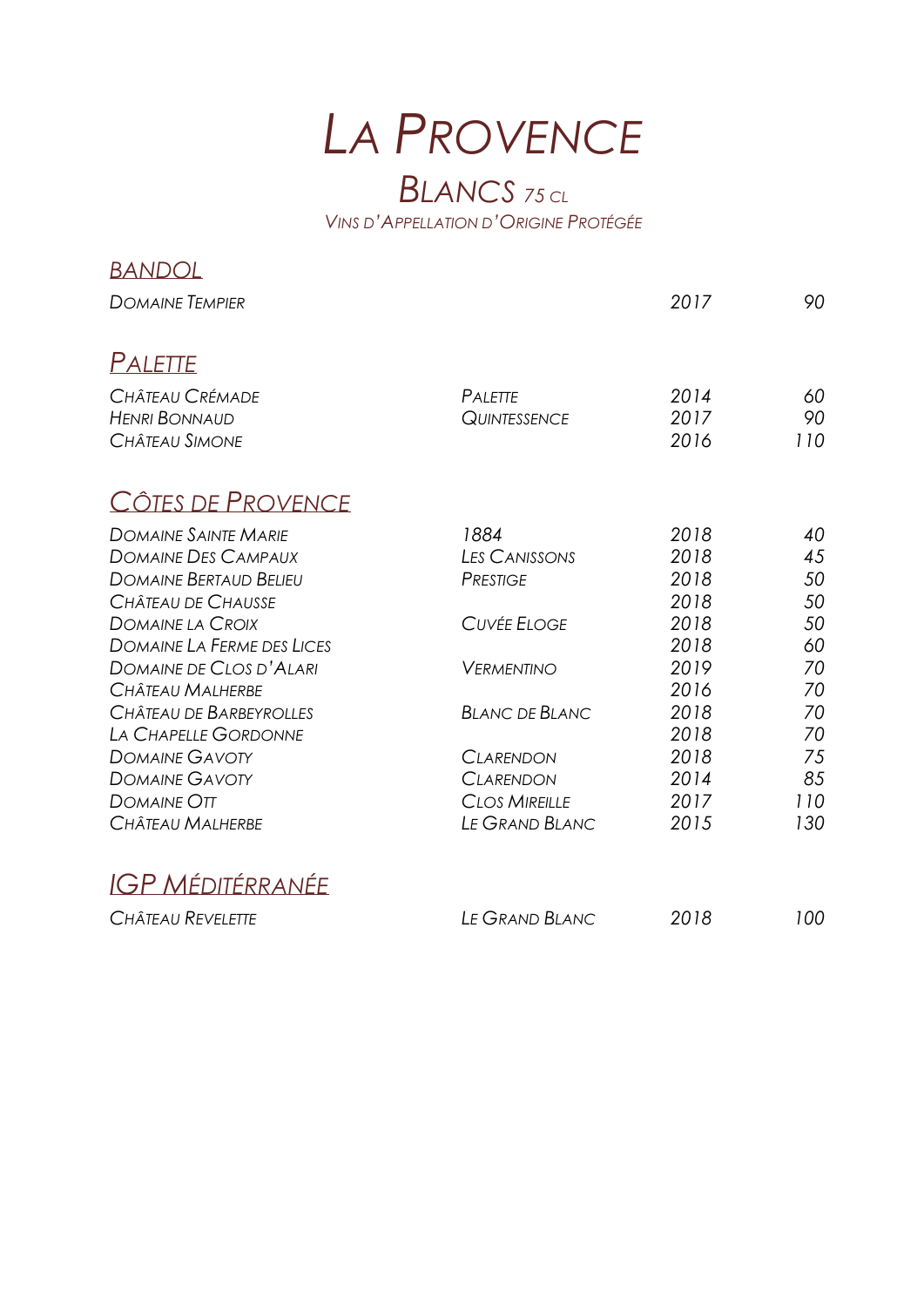# La Provence

## Blancs 75 cl

*Vins d'Appellation d'Origine Protégée*

### Bandol

| | | | |
|---|---|---|---|
| Domaine Tempier | | 2017 | 90 |

### Palette

| | | | |
|---|---|---|---|
| Château Crémade | Palette | 2014 | 60 |
| Henri Bonnaud | Quintessence | 2017 | 90 |
| Château Simone | | 2016 | 110 |

### Côtes de Provence

| | | | |
|---|---|---|---|
| Domaine Sainte Marie | 1884 | 2018 | 40 |
| Domaine Des Campaux | Les Canissons | 2018 | 45 |
| Domaine Bertaud Belieu | Prestige | 2018 | 50 |
| Château de Chausse | | 2018 | 50 |
| Domaine la Croix | Cuvée Eloge | 2018 | 50 |
| Domaine La Ferme des Lices | | 2018 | 60 |
| Domaine de Clos d'Alari | Vermentino | 2019 | 70 |
| Château Malherbe | | 2016 | 70 |
| Château de Barbeyrolles | Blanc de Blanc | 2018 | 70 |
| La Chapelle Gordonne | | 2018 | 70 |
| Domaine Gavoty | Clarendon | 2018 | 75 |
| Domaine Gavoty | Clarendon | 2014 | 85 |
| Domaine Ott | Clos Mireille | 2017 | 110 |
| Château Malherbe | Le Grand Blanc | 2015 | 130 |

### IGP Méditérranée

| | | | |
|---|---|---|---|
| Château Revelette | Le Grand Blanc | 2018 | 100 |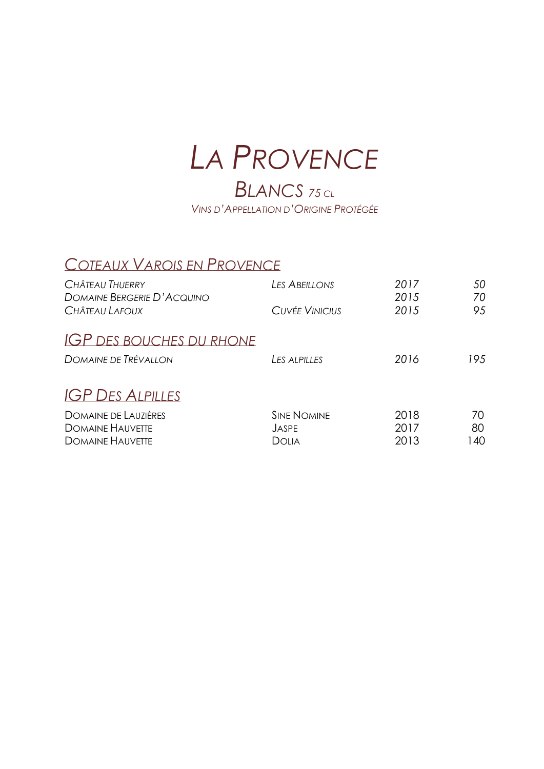# *La Provence*

## *Blancs* *75 cl*

*Vins d'Appellation d'Origine Protégée*

### *Coteaux Varois en Provence*

| | | | |
|---|---|---|---|
| *Château Thuerry* | *Les Abeillons* | *2017* | *50* |
| *Domaine Bergerie D'Acquino* | | *2015* | *70* |
| *Château Lafoux* | *Cuvée Vinicius* | *2015* | *95* |

### *IGP des Bouches du Rhone*

| | | | |
|---|---|---|---|
| *Domaine de Trévallon* | *Les alpilles* | *2016* | *195* |

### *IGP Des Alpilles*

| | | | |
|---|---|---|---|
| Domaine de Lauzières | Sine Nomine | 2018 | 70 |
| Domaine Hauvette | Jaspe | 2017 | 80 |
| Domaine Hauvette | Dolia | 2013 | 140 |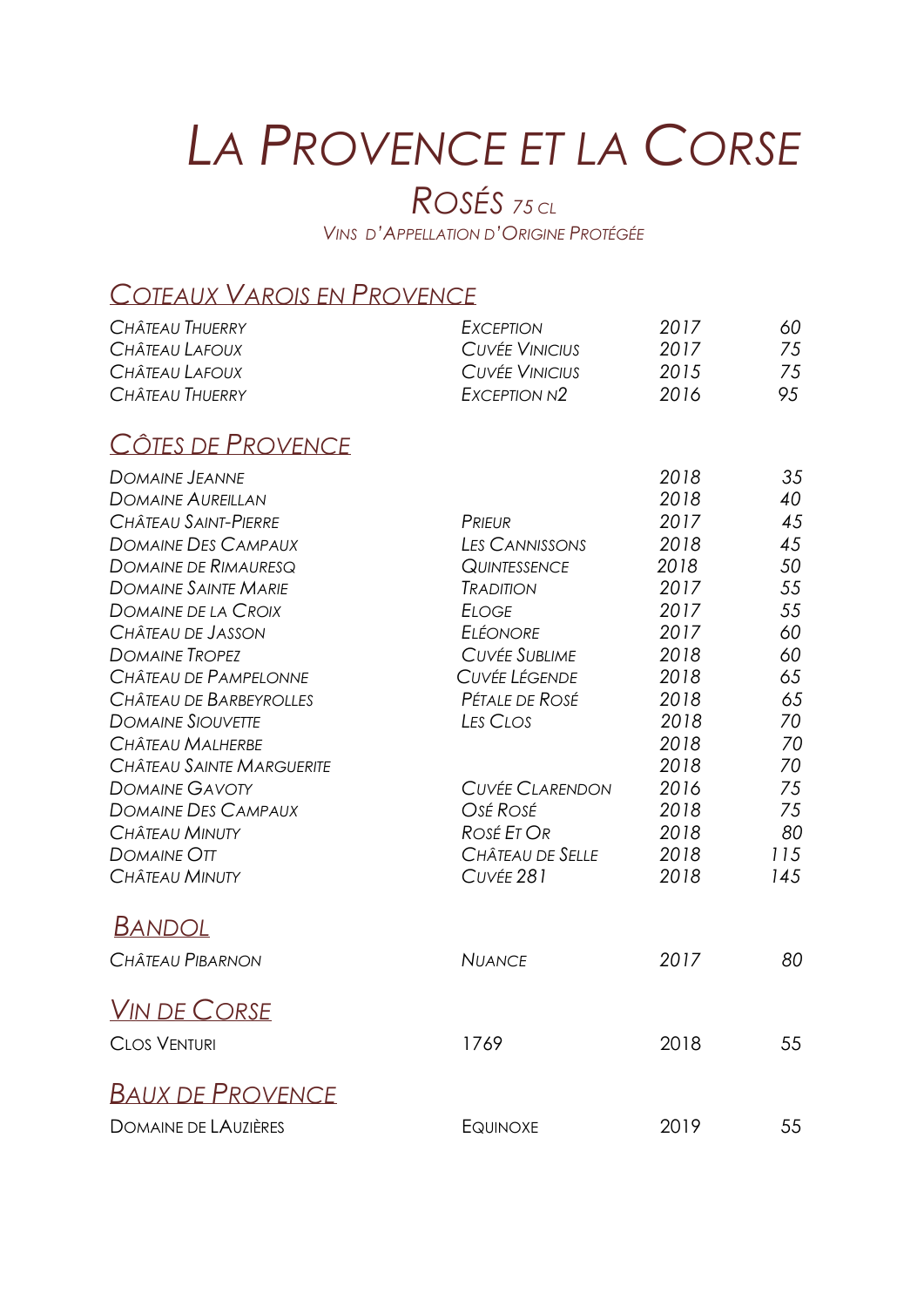# *La Provence et la Corse*

## *Rosés 75 cl*

*Vins d'Appellation d'Origine Protégée*

### *Coteaux Varois en Provence*

| | | | |
|---|---|---|---|
| *Château Thuerry* | *Exception* | *2017* | *60* |
| *Château Lafoux* | *Cuvée Vinicius* | *2017* | *75* |
| *Château Lafoux* | *Cuvée Vinicius* | *2015* | *75* |
| *Château Thuerry* | *Exception N2* | *2016* | *95* |

### *Côtes de Provence*

| | | | |
|---|---|---|---|
| *Domaine Jeanne* | | *2018* | *35* |
| *Domaine Aureillan* | | *2018* | *40* |
| *Château Saint-Pierre* | *Prieur* | *2017* | *45* |
| *Domaine Des Campaux* | *Les Cannissons* | *2018* | *45* |
| *Domaine de Rimauresq* | *Quintessence* | *2018* | *50* |
| *Domaine Sainte Marie* | *Tradition* | *2017* | *55* |
| *Domaine de la Croix* | *Eloge* | *2017* | *55* |
| *Château de Jasson* | *Eléonore* | *2017* | *60* |
| *Domaine Tropez* | *Cuvée Sublime* | *2018* | *60* |
| *Château de Pampelonne* | *Cuvée Légende* | *2018* | *65* |
| *Château de Barbeyrolles* | *Pétale de Rosé* | *2018* | *65* |
| *Domaine Siouvette* | *Les Clos* | *2018* | *70* |
| *Château Malherbe* | | *2018* | *70* |
| *Château Sainte Marguerite* | | *2018* | *70* |
| *Domaine Gavoty* | *Cuvée Clarendon* | *2016* | *75* |
| *Domaine Des Campaux* | *Osé Rosé* | *2018* | *75* |
| *Château Minuty* | *Rosé Et Or* | *2018* | *80* |
| *Domaine Ott* | *Château de Selle* | *2018* | *115* |
| *Château Minuty* | *Cuvée 281* | *2018* | *145* |

### *Bandol*

| | | | |
|---|---|---|---|
| *Château Pibarnon* | *Nuance* | *2017* | *80* |

### *Vin de Corse*

| | | | |
|---|---|---|---|
| Clos Venturi | 1769 | 2018 | 55 |

### *Baux de Provence*

| | | | |
|---|---|---|---|
| Domaine de Lauzières | Equinoxe | 2019 | 55 |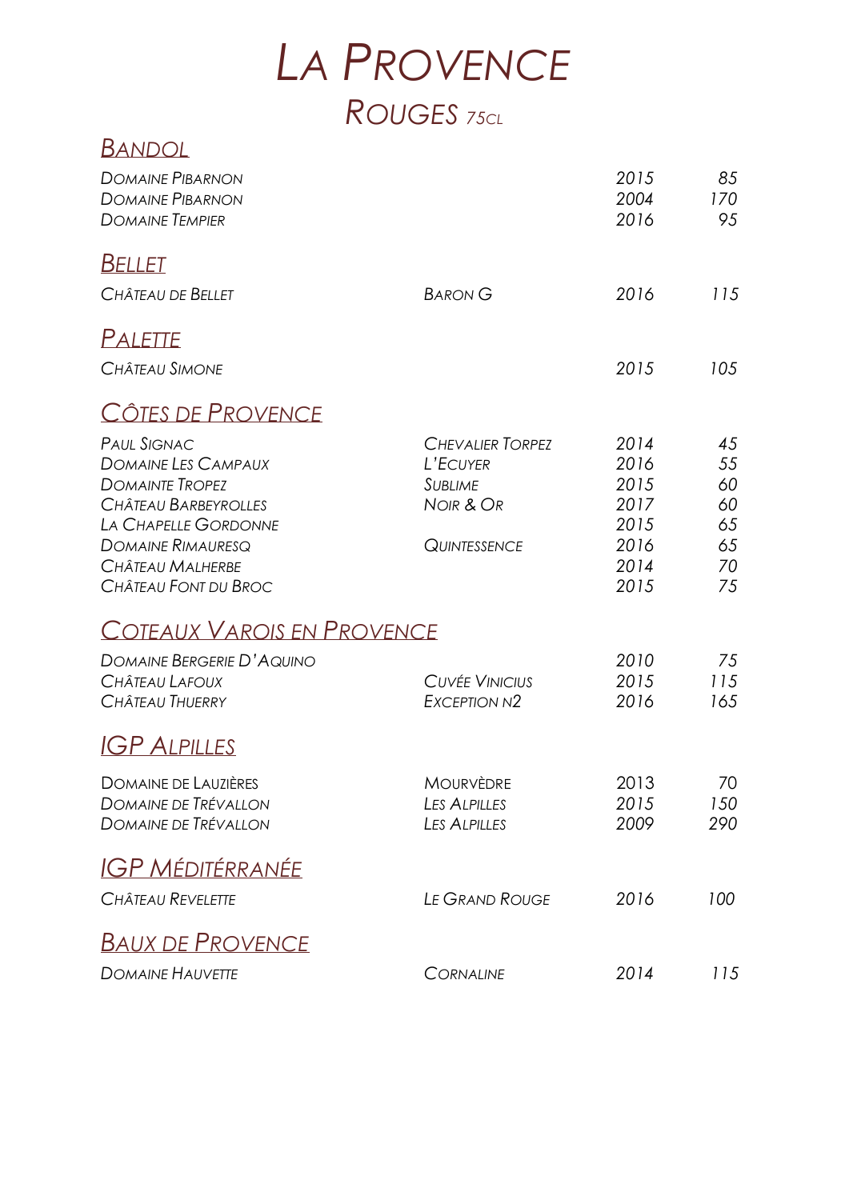# La Provence

## Rouges 75cl

### Bandol

| | | | |
|---|---|---|---|
| Domaine Pibarnon | | 2015 | 85 |
| Domaine Pibarnon | | 2004 | 170 |
| Domaine Tempier | | 2016 | 95 |

### Bellet

| | | | |
|---|---|---|---|
| Château de Bellet | Baron G | 2016 | 115 |

### Palette

| | | | |
|---|---|---|---|
| Château Simone | | 2015 | 105 |

### Côtes de Provence

| | | | |
|---|---|---|---|
| Paul Signac | Chevalier Torpez | 2014 | 45 |
| Domaine Les Campaux | L'Ecuyer | 2016 | 55 |
| Domainte Tropez | Sublime | 2015 | 60 |
| Château Barbeyrolles | Noir & Or | 2017 | 60 |
| La Chapelle Gordonne | | 2015 | 65 |
| Domaine Rimauresq | Quintessence | 2016 | 65 |
| Château Malherbe | | 2014 | 70 |
| Château Font du Broc | | 2015 | 75 |

### Coteaux Varois en Provence

| | | | |
|---|---|---|---|
| Domaine Bergerie D'Aquino | | 2010 | 75 |
| Château Lafoux | Cuvée Vinicius | 2015 | 115 |
| Château Thuerry | Exception N2 | 2016 | 165 |

### IGP Alpilles

| | | | |
|---|---|---|---|
| Domaine de Lauzières | Mourvèdre | 2013 | 70 |
| Domaine de Trévallon | Les Alpilles | 2015 | 150 |
| Domaine de Trévallon | Les Alpilles | 2009 | 290 |

### IGP Méditérranée

| | | | |
|---|---|---|---|
| Château Revelette | Le Grand Rouge | 2016 | 100 |

### Baux de Provence

| | | | |
|---|---|---|---|
| Domaine Hauvette | Cornaline | 2014 | 115 |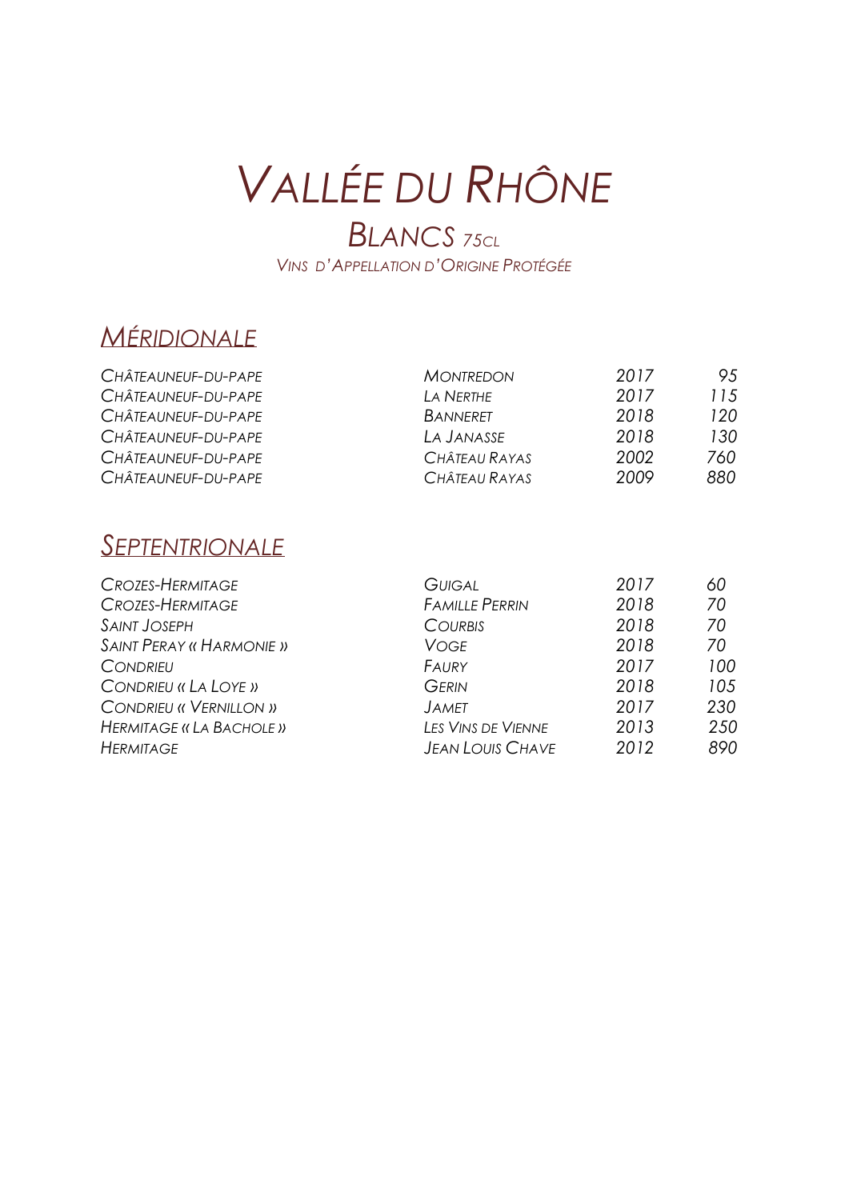# Vallée du Rhône

## Blancs 75cl

Vins d'Appellation d'Origine Protégée

### Méridionale

| | | | |
|---|---|---|---|
| Châteauneuf-du-Pape | Montredon | 2017 | 95 |
| Châteauneuf-du-Pape | La Nerthe | 2017 | 115 |
| Châteauneuf-du-Pape | Banneret | 2018 | 120 |
| Châteauneuf-du-Pape | La Janasse | 2018 | 130 |
| Châteauneuf-du-Pape | Château Rayas | 2002 | 760 |
| Châteauneuf-du-Pape | Château Rayas | 2009 | 880 |

### Septentrionale

| | | | |
|---|---|---|---|
| Crozes-Hermitage | Guigal | 2017 | 60 |
| Crozes-Hermitage | Famille Perrin | 2018 | 70 |
| Saint Joseph | Courbis | 2018 | 70 |
| Saint Peray « Harmonie » | Voge | 2018 | 70 |
| Condrieu | Faury | 2017 | 100 |
| Condrieu « La Loye » | Gerin | 2018 | 105 |
| Condrieu « Vernillon » | Jamet | 2017 | 230 |
| Hermitage « La Bachole » | Les Vins de Vienne | 2013 | 250 |
| Hermitage | Jean Louis Chave | 2012 | 890 |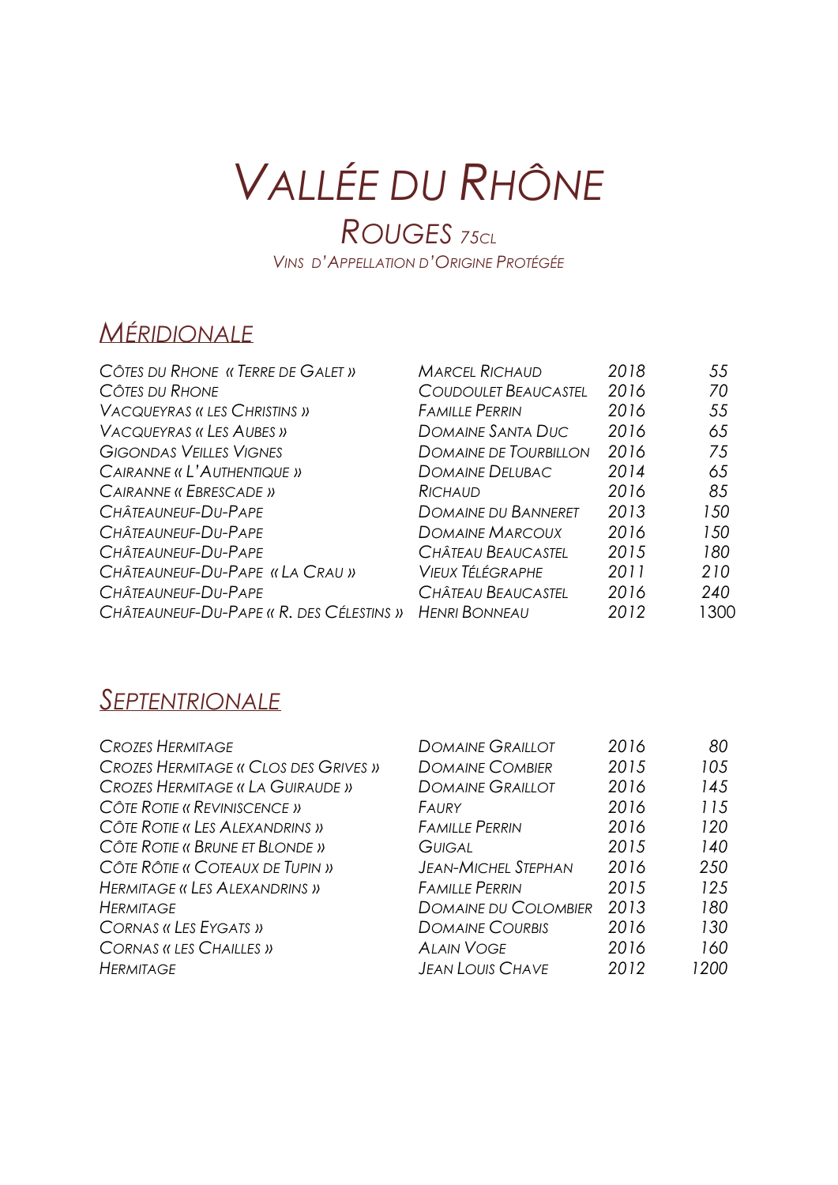# Vallée du Rhône

## Rouges 75cl

*Vins d'Appellation d'Origine Protégée*

### Méridionale

| | | | |
|---|---|---|---|
| Côtes du Rhone « Terre de Galet » | Marcel Richaud | 2018 | 55 |
| Côtes du Rhone | Coudoulet Beaucastel | 2016 | 70 |
| Vacqueyras « Les Christins » | Famille Perrin | 2016 | 55 |
| Vacqueyras « Les Aubes » | Domaine Santa Duc | 2016 | 65 |
| Gigondas Veilles Vignes | Domaine de Tourbillon | 2016 | 75 |
| Cairanne « L'Authentique » | Domaine Delubac | 2014 | 65 |
| Cairanne « Ebrescade » | Richaud | 2016 | 85 |
| Châteauneuf-Du-Pape | Domaine du Banneret | 2013 | 150 |
| Châteauneuf-Du-Pape | Domaine Marcoux | 2016 | 150 |
| Châteauneuf-Du-Pape | Château Beaucastel | 2015 | 180 |
| Châteauneuf-Du-Pape « La Crau » | Vieux Télégraphe | 2011 | 210 |
| Châteauneuf-Du-Pape | Château Beaucastel | 2016 | 240 |
| Châteauneuf-Du-Pape « R. des Célestins » | Henri Bonneau | 2012 | 1300 |

### Septentrionale

| | | | |
|---|---|---|---|
| Crozes Hermitage | Domaine Graillot | 2016 | 80 |
| Crozes Hermitage « Clos des Grives » | Domaine Combier | 2015 | 105 |
| Crozes Hermitage « La Guiraude » | Domaine Graillot | 2016 | 145 |
| Côte Rotie « Reviniscence » | Faury | 2016 | 115 |
| Côte Rotie « Les Alexandrins » | Famille Perrin | 2016 | 120 |
| Côte Rotie « Brune et Blonde » | Guigal | 2015 | 140 |
| Côte Rôtie « Coteaux de Tupin » | Jean-Michel Stephan | 2016 | 250 |
| Hermitage « Les Alexandrins » | Famille Perrin | 2015 | 125 |
| Hermitage | Domaine du Colombier | 2013 | 180 |
| Cornas « Les Eygats » | Domaine Courbis | 2016 | 130 |
| Cornas « les Chailles » | Alain Voge | 2016 | 160 |
| Hermitage | Jean Louis Chave | 2012 | 1200 |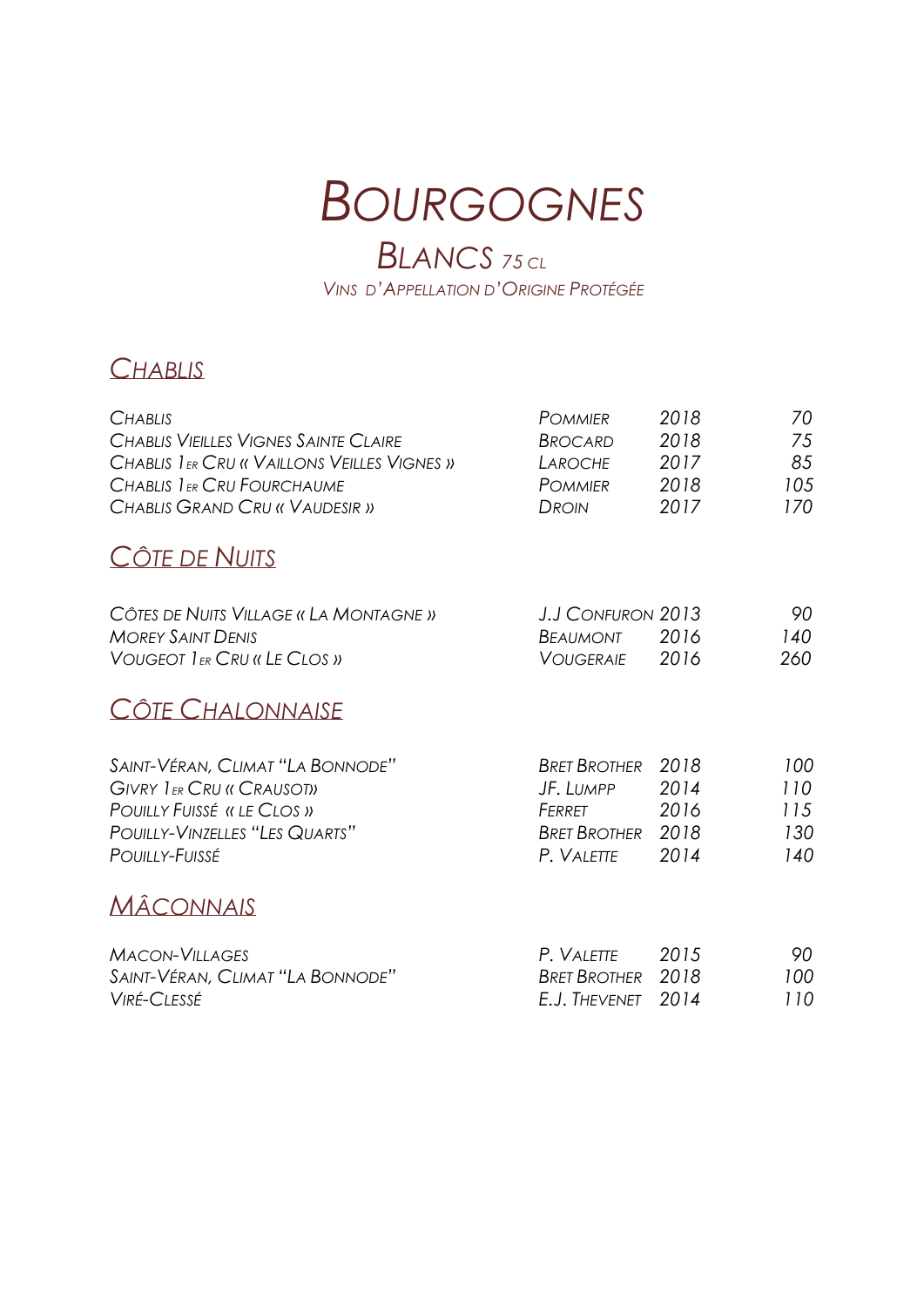# *Bourgognes*

## *Blancs 75 cl*

*Vins d'Appellation d'Origine Protégée*

### *Chablis*

| | | | |
|---|---|---|---|
| *Chablis* | *Pommier* | *2018* | *70* |
| *Chablis Vieilles Vignes Sainte Claire* | *Brocard* | *2018* | *75* |
| *Chablis 1er Cru « Vaillons Veilles Vignes »* | *Laroche* | *2017* | *85* |
| *Chablis 1er Cru Fourchaume* | *Pommier* | *2018* | *105* |
| *Chablis Grand Cru « Vaudesir »* | *Droin* | *2017* | *170* |

### *Côte de Nuits*

| | | | |
|---|---|---|---|
| *Côtes de Nuits Village « La Montagne »* | *J.J Confuron* | *2013* | *90* |
| *Morey Saint Denis* | *Beaumont* | *2016* | *140* |
| *Vougeot 1er Cru « Le Clos »* | *Vougeraie* | *2016* | *260* |

### *Côte Chalonnaise*

| | | | |
|---|---|---|---|
| *Saint-Véran, Climat "La Bonnode"* | *Bret Brother* | *2018* | *100* |
| *Givry 1er Cru « Crausot»* | *JF. Lumpp* | *2014* | *110* |
| *Pouilly Fuissé « le Clos »* | *Ferret* | *2016* | *115* |
| *Pouilly-Vinzelles "Les Quarts"* | *Bret Brother* | *2018* | *130* |
| *Pouilly-Fuissé* | *P. Valette* | *2014* | *140* |

### *Mâconnais*

| | | | |
|---|---|---|---|
| *Macon-Villages* | *P. Valette* | *2015* | *90* |
| *Saint-Véran, Climat "La Bonnode"* | *Bret Brother* | *2018* | *100* |
| *Viré-Clessé* | *E.J. Thevenet* | *2014* | *110* |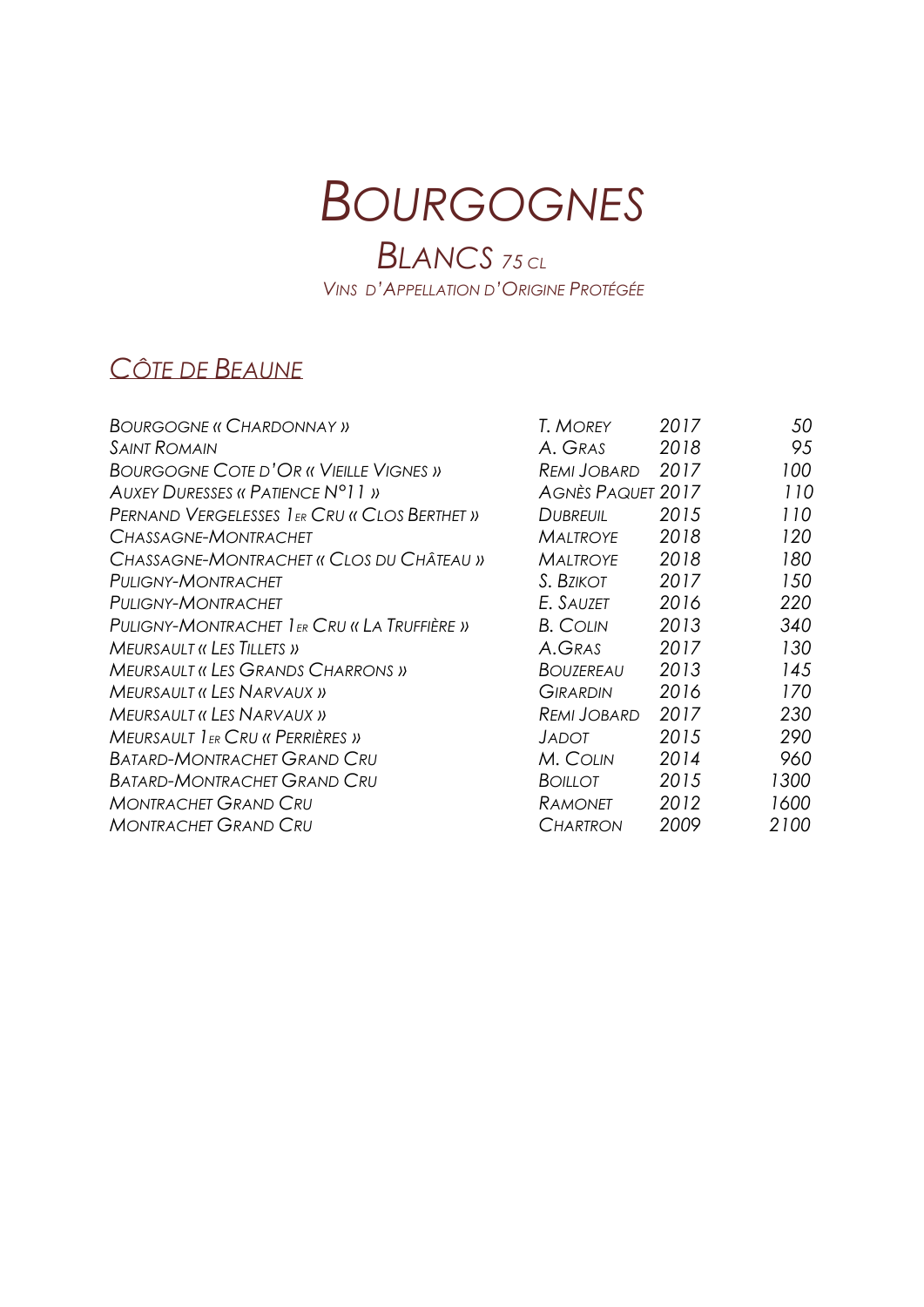# Bourgognes

## Blancs 75 cl

*Vins d'Appellation d'Origine Protégée*

### Côte de Beaune

| | | | |
|---|---|---|---|
| Bourgogne « Chardonnay » | T. Morey | 2017 | 50 |
| Saint Romain | A. Gras | 2018 | 95 |
| Bourgogne Cote d'Or « Vieille Vignes » | Remi Jobard | 2017 | 100 |
| Auxey Duresses « Patience N°11 » | Agnès Paquet | 2017 | 110 |
| Pernand Vergelesses 1er Cru « Clos Berthet » | Dubreuil | 2015 | 110 |
| Chassagne-Montrachet | Maltroye | 2018 | 120 |
| Chassagne-Montrachet « Clos du Château » | Maltroye | 2018 | 180 |
| Puligny-Montrachet | S. Bzikot | 2017 | 150 |
| Puligny-Montrachet | E. Sauzet | 2016 | 220 |
| Puligny-Montrachet 1er Cru « La Truffière » | B. Colin | 2013 | 340 |
| Meursault « Les Tillets » | A.Gras | 2017 | 130 |
| Meursault « Les Grands Charrons » | Bouzereau | 2013 | 145 |
| Meursault « Les Narvaux » | Girardin | 2016 | 170 |
| Meursault « Les Narvaux » | Remi Jobard | 2017 | 230 |
| Meursault 1er Cru « Perrières » | Jadot | 2015 | 290 |
| Batard-Montrachet Grand Cru | M. Colin | 2014 | 960 |
| Batard-Montrachet Grand Cru | Boillot | 2015 | 1300 |
| Montrachet Grand Cru | Ramonet | 2012 | 1600 |
| Montrachet Grand Cru | Chartron | 2009 | 2100 |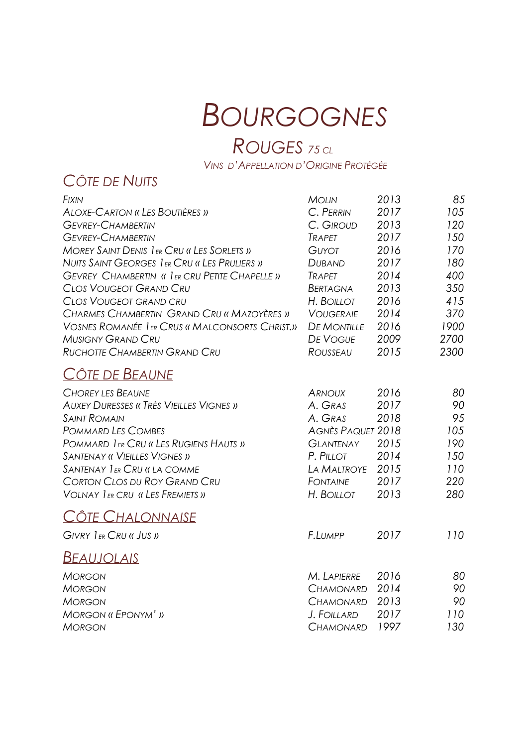# BOURGOGNES

## ROUGES 75 CL

VINS D'APPELLATION D'ORIGINE PROTÉGÉE

### CÔTE DE NUITS

| | | | |
|---|---|---|---|
| FIXIN | MOLIN | 2013 | 85 |
| ALOXE-CARTON « LES BOUTIÈRES » | C. PERRIN | 2017 | 105 |
| GEVREY-CHAMBERTIN | C. GIROUD | 2013 | 120 |
| GEVREY-CHAMBERTIN | TRAPET | 2017 | 150 |
| MOREY SAINT DENIS 1ER CRU « LES SORLETS » | GUYOT | 2016 | 170 |
| NUITS SAINT GEORGES 1ER CRU « LES PRULIERS » | DUBAND | 2017 | 180 |
| GEVREY CHAMBERTIN « 1ER CRU PETITE CHAPELLE » | TRAPET | 2014 | 400 |
| CLOS VOUGEOT GRAND CRU | BERTAGNA | 2013 | 350 |
| CLOS VOUGEOT GRAND CRU | H. BOILLOT | 2016 | 415 |
| CHARMES CHAMBERTIN GRAND CRU « MAZOYÈRES » | VOUGERAIE | 2014 | 370 |
| VOSNES ROMANÉE 1ER CRUS « MALCONSORTS CHRIST.» | DE MONTILLE | 2016 | 1900 |
| MUSIGNY GRAND CRU | DE VOGUE | 2009 | 2700 |
| RUCHOTTE CHAMBERTIN GRAND CRU | ROUSSEAU | 2015 | 2300 |

### CÔTE DE BEAUNE

| | | | |
|---|---|---|---|
| CHOREY LES BEAUNE | ARNOUX | 2016 | 80 |
| AUXEY DURESSES « TRÈS VIEILLES VIGNES » | A. GRAS | 2017 | 90 |
| SAINT ROMAIN | A. GRAS | 2018 | 95 |
| POMMARD LES COMBES | AGNÈS PAQUET | 2018 | 105 |
| POMMARD 1ER CRU « LES RUGIENS HAUTS » | GLANTENAY | 2015 | 190 |
| SANTENAY « VIEILLES VIGNES » | P. PILLOT | 2014 | 150 |
| SANTENAY 1ER CRU « LA COMME | LA MALTROYE | 2015 | 110 |
| CORTON CLOS DU ROY GRAND CRU | FONTAINE | 2017 | 220 |
| VOLNAY 1ER CRU « LES FREMIETS » | H. BOILLOT | 2013 | 280 |

### CÔTE CHALONNAISE

| | | | |
|---|---|---|---|
| GIVRY 1ER CRU « JUS » | F.LUMPP | 2017 | 110 |

### BEAUJOLAIS

| | | | |
|---|---|---|---|
| MORGON | M. LAPIERRE | 2016 | 80 |
| MORGON | CHAMONARD | 2014 | 90 |
| MORGON | CHAMONARD | 2013 | 90 |
| MORGON « EPONYM' » | J. FOILLARD | 2017 | 110 |
| MORGON | CHAMONARD | 1997 | 130 |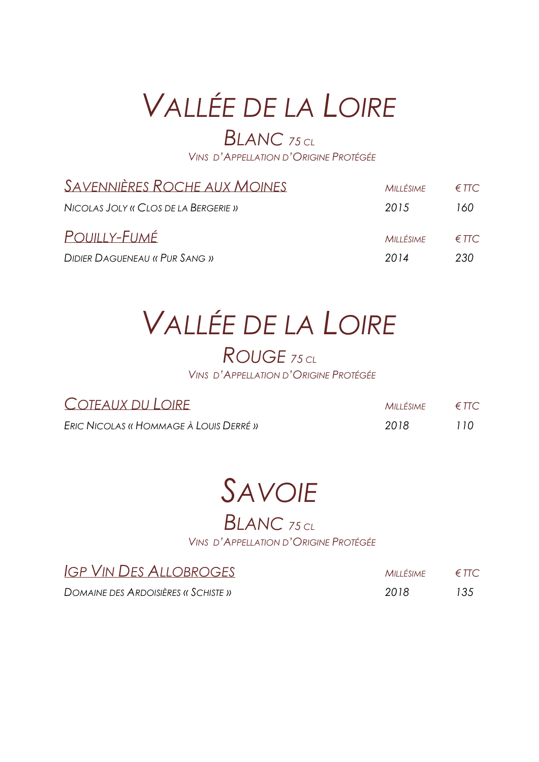# *Vallée de la Loire*

## *Blanc 75 cl*

*Vins d'Appellation d'Origine Protégée*

| *Savennières Roche aux Moines* | *Millésime* | *€ TTC* |
| --- | --- | --- |
| *Nicolas Joly « Clos de la Bergerie »* | *2015* | *160* |

| *Pouilly-Fumé* | *Millésime* | *€ TTC* |
| --- | --- | --- |
| *Didier Dagueneau « Pur Sang »* | *2014* | *230* |

# *Vallée de la Loire*

## *Rouge 75 cl*

*Vins d'Appellation d'Origine Protégée*

| *Coteaux du Loire* | *Millésime* | *€ TTC* |
| --- | --- | --- |
| *Eric Nicolas « Hommage à Louis Derré »* | *2018* | *110* |

# *Savoie*

## *Blanc 75 cl*

*Vins d'Appellation d'Origine Protégée*

| *IGP Vin des Allobroges* | *Millésime* | *€ TTC* |
| --- | --- | --- |
| *Domaine des Ardoisières « Schiste »* | *2018* | *135* |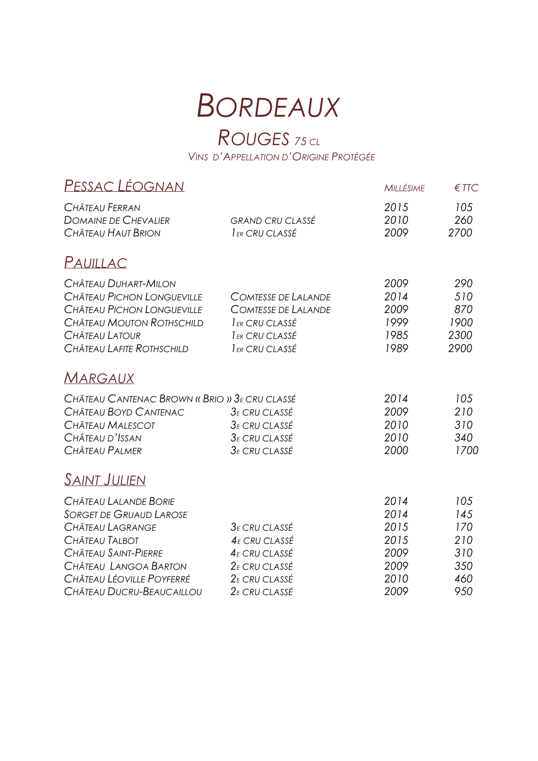# BORDEAUX

## ROUGES 75 CL

*VINS D'APPELLATION D'ORIGINE PROTÉGÉE*

### PESSAC LÉOGNAN

| | | MILLÉSIME | € TTC |
|---|---|---|---|
| CHÂTEAU FERRAN | | 2015 | 105 |
| DOMAINE DE CHEVALIER | GRAND CRU CLASSÉ | 2010 | 260 |
| CHÂTEAU HAUT BRION | 1ER CRU CLASSÉ | 2009 | 2700 |

### PAUILLAC

| | | | |
|---|---|---|---|
| CHÂTEAU DUHART-MILON | | 2009 | 290 |
| CHÂTEAU PICHON LONGUEVILLE | COMTESSE DE LALANDE | 2014 | 510 |
| CHÂTEAU PICHON LONGUEVILLE | COMTESSE DE LALANDE | 2009 | 870 |
| CHÂTEAU MOUTON ROTHSCHILD | 1ER CRU CLASSÉ | 1999 | 1900 |
| CHÂTEAU LATOUR | 1ER CRU CLASSÉ | 1985 | 2300 |
| CHÂTEAU LAFITE ROTHSCHILD | 1ER CRU CLASSÉ | 1989 | 2900 |

### MARGAUX

| | | | |
|---|---|---|---|
| CHÂTEAU CANTENAC BROWN « BRIO » | 3E CRU CLASSÉ | 2014 | 105 |
| CHÂTEAU BOYD CANTENAC | 3E CRU CLASSÉ | 2009 | 210 |
| CHÂTEAU MALESCOT | 3E CRU CLASSÉ | 2010 | 310 |
| CHÂTEAU D'ISSAN | 3E CRU CLASSÉ | 2010 | 340 |
| CHÂTEAU PALMER | 3E CRU CLASSÉ | 2000 | 1700 |

### SAINT JULIEN

| | | | |
|---|---|---|---|
| CHÂTEAU LALANDE BORIE | | 2014 | 105 |
| SORGET DE GRUAUD LAROSE | | 2014 | 145 |
| CHÂTEAU LAGRANGE | 3E CRU CLASSÉ | 2015 | 170 |
| CHÂTEAU TALBOT | 4E CRU CLASSÉ | 2015 | 210 |
| CHÂTEAU SAINT-PIERRE | 4E CRU CLASSÉ | 2009 | 310 |
| CHÂTEAU LANGOA BARTON | 2E CRU CLASSÉ | 2009 | 350 |
| CHÂTEAU LÉOVILLE POYFERRÉ | 2E CRU CLASSÉ | 2010 | 460 |
| CHÂTEAU DUCRU-BEAUCAILLOU | 2E CRU CLASSÉ | 2009 | 950 |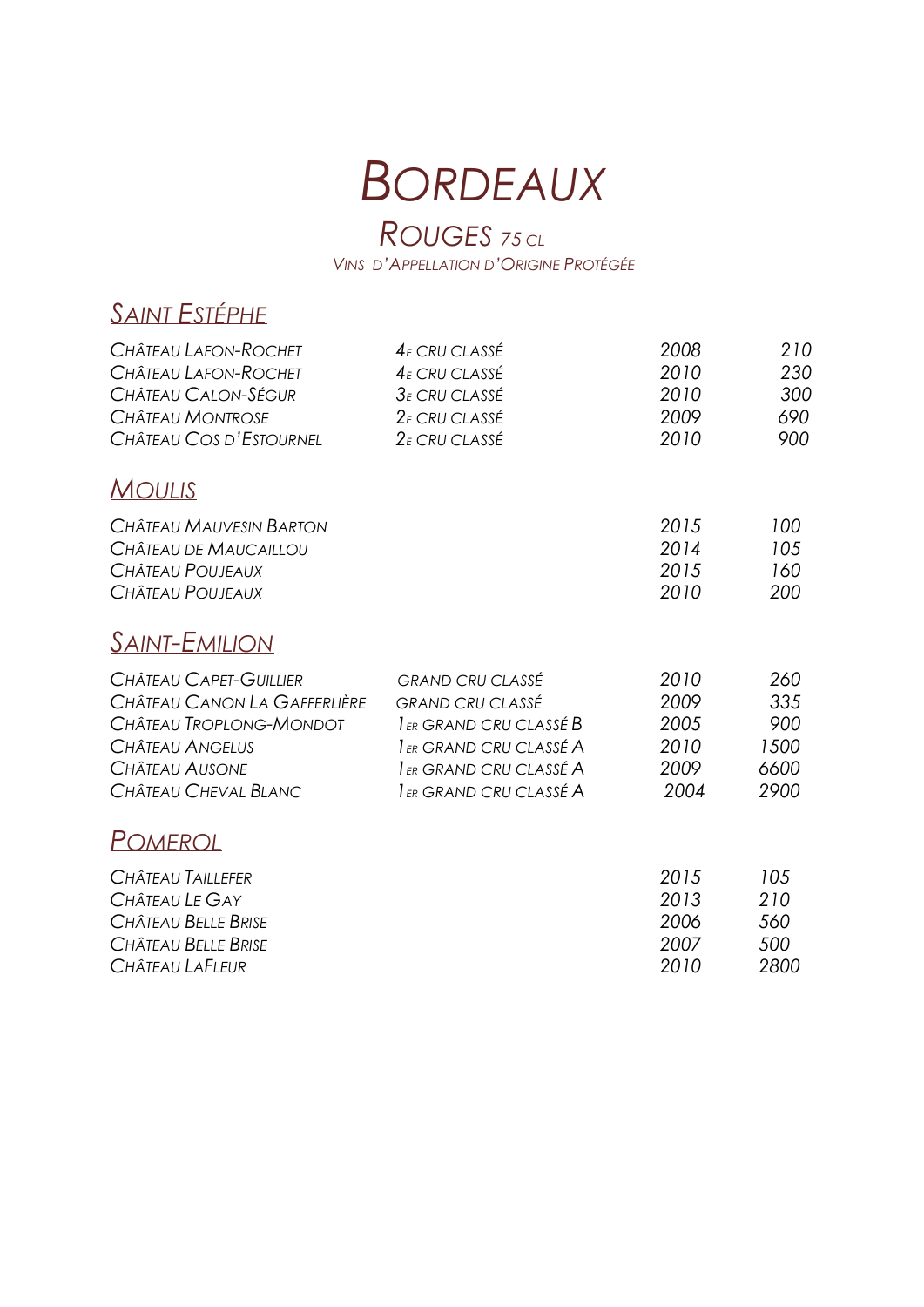# Bordeaux

## Rouges 75 cl

Vins d'Appellation d'Origine Protégée

### Saint Estéphe

| | | | |
|---|---|---|---|
| Château Lafon-Rochet | 4e cru classé | 2008 | 210 |
| Château Lafon-Rochet | 4e cru classé | 2010 | 230 |
| Château Calon-Ségur | 3e cru classé | 2010 | 300 |
| Château Montrose | 2e cru classé | 2009 | 690 |
| Château Cos d'Estournel | 2e cru classé | 2010 | 900 |

### Moulis

| | | |
|---|---|---|
| Château Mauvesin Barton | 2015 | 100 |
| Château de Maucaillou | 2014 | 105 |
| Château Poujeaux | 2015 | 160 |
| Château Poujeaux | 2010 | 200 |

### Saint-Emilion

| | | | |
|---|---|---|---|
| Château Capet-Guillier | Grand cru classé | 2010 | 260 |
| Château Canon La Gafferlière | Grand cru classé | 2009 | 335 |
| Château Troplong-Mondot | 1er grand cru classé B | 2005 | 900 |
| Château Angelus | 1er grand cru classé A | 2010 | 1500 |
| Château Ausone | 1er grand cru classé A | 2009 | 6600 |
| Château Cheval Blanc | 1er grand cru classé A | 2004 | 2900 |

### Pomerol

| | | |
|---|---|---|
| Château Taillefer | 2015 | 105 |
| Château Le Gay | 2013 | 210 |
| Château Belle Brise | 2006 | 560 |
| Château Belle Brise | 2007 | 500 |
| Château LaFleur | 2010 | 2800 |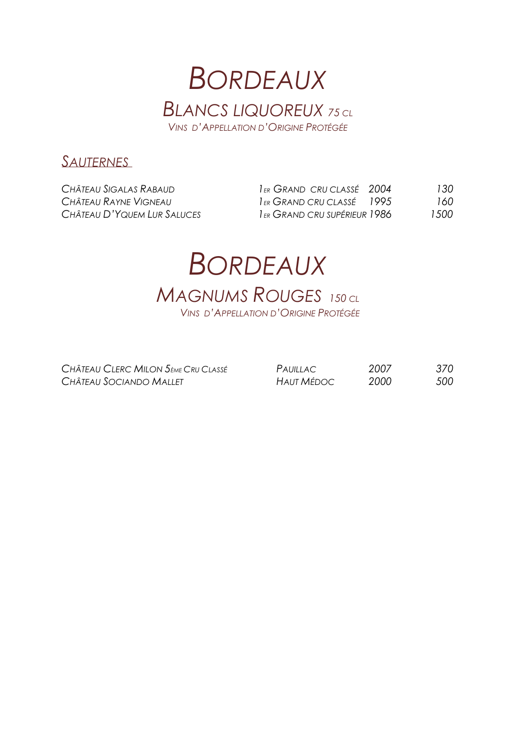# *BORDEAUX*

## *BLANCS LIQUOREUX 75 CL*

*VINS D'APPELLATION D'ORIGINE PROTÉGÉE*

### *SAUTERNES*

| | | | |
|---|---|---|---|
| *CHÂTEAU SIGALAS RABAUD* | *1ER GRAND CRU CLASSÉ* | *2004* | *130* |
| *CHÂTEAU RAYNE VIGNEAU* | *1ER GRAND CRU CLASSÉ* | *1995* | *160* |
| *CHÂTEAU D'YQUEM LUR SALUCES* | *1ER GRAND CRU SUPÉRIEUR* | *1986* | *1500* |

# *BORDEAUX*

## *MAGNUMS ROUGES 150 CL*

*VINS D'APPELLATION D'ORIGINE PROTÉGÉE*

| | | | |
|---|---|---|---|
| *CHÂTEAU CLERC MILON 5ÈME CRU CLASSÉ* | *PAUILLAC* | *2007* | *370* |
| *CHÂTEAU SOCIANDO MALLET* | *HAUT MÉDOC* | *2000* | *500* |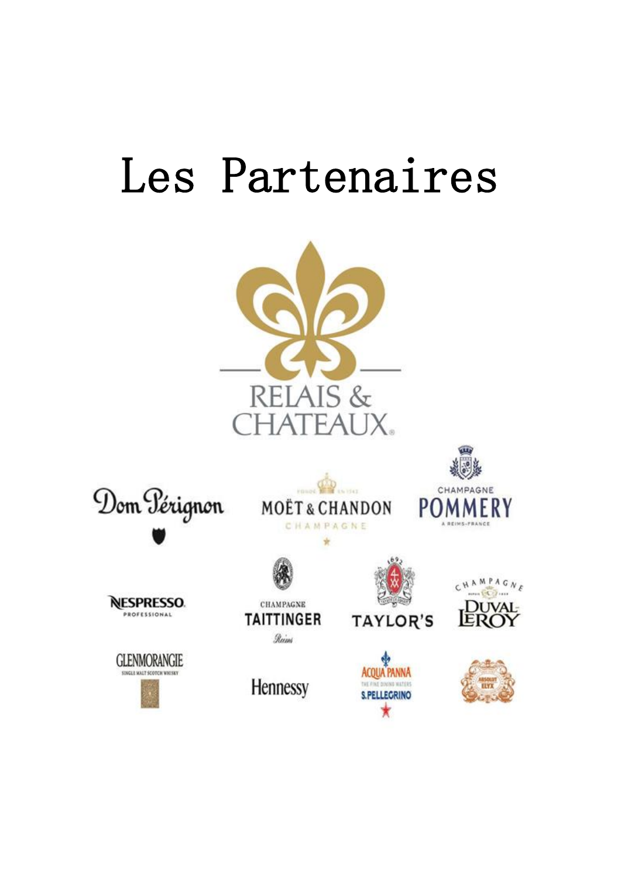# Les Partenaires